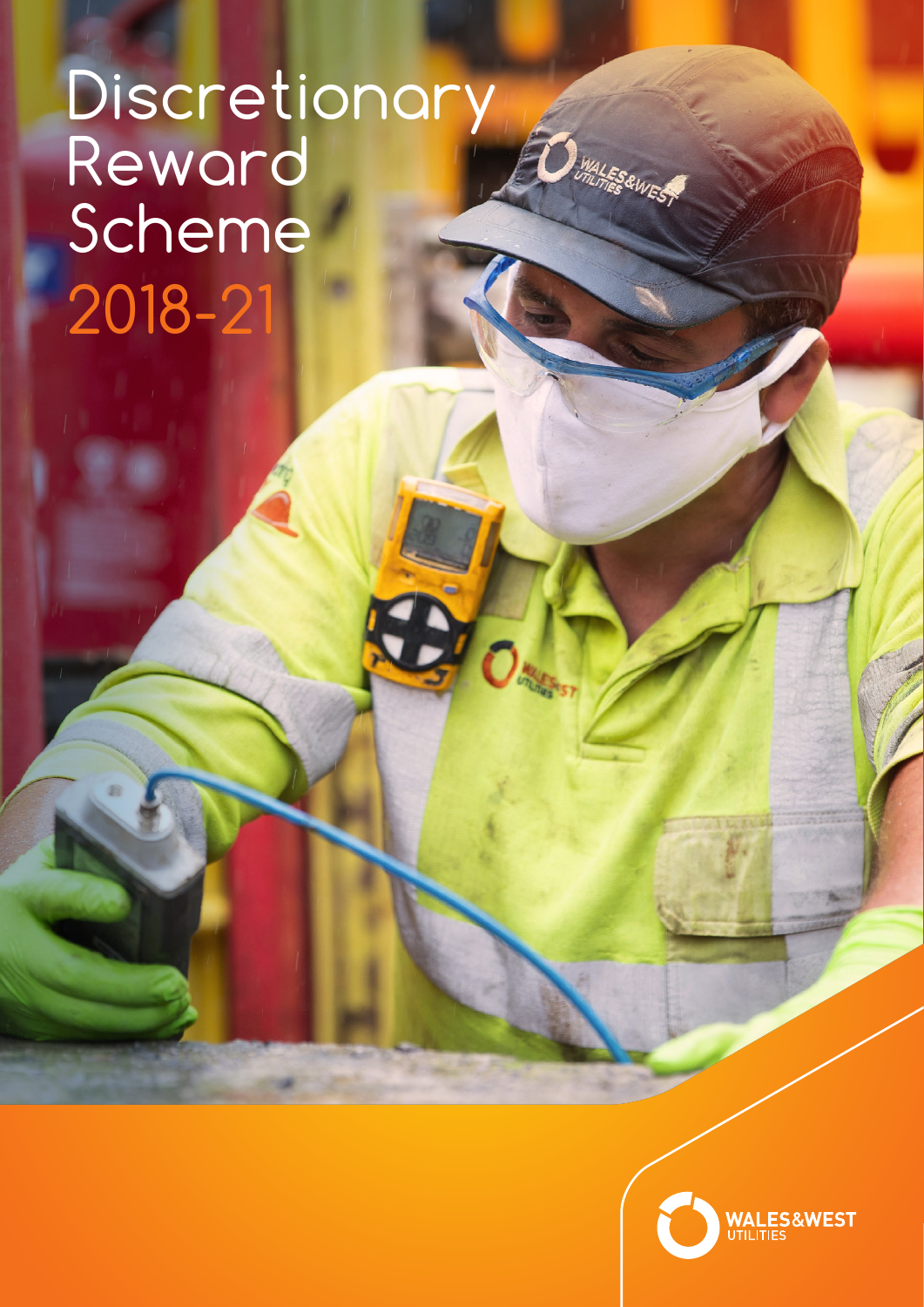# Discretionary Reward Scheme

## 2018-21

WALES&WEST UTILITIES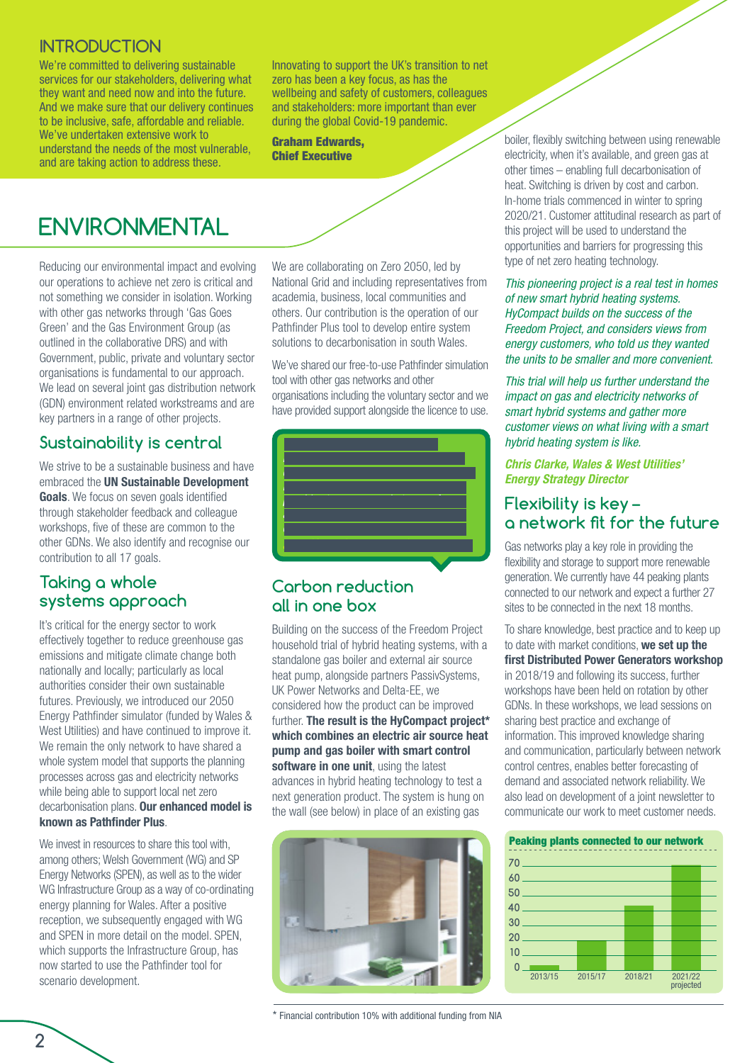## INTRODUCTION

We're committed to delivering sustainable services for our stakeholders, delivering what they want and need now and into the future. And we make sure that our delivery continues to be inclusive, safe, affordable and reliable. We've undertaken extensive work to understand the needs of the most vulnerable, and are taking action to address these.

Innovating to support the UK's transition to net zero has been a key focus, as has the wellbeing and safety of customers, colleagues and stakeholders: more important than ever during the global Covid-19 pandemic.

**Graham Edwards, Chief Executive**

# ENVIRONMENTAL

Reducing our environmental impact and evolving our operations to achieve net zero is critical and not something we consider in isolation. Working with other gas networks through 'Gas Goes Green' and the Gas Environment Group (as outlined in the collaborative DRS) and with Government, public, private and voluntary sector organisations is fundamental to our approach. We lead on several joint gas distribution network (GDN) environment related workstreams and are key partners in a range of other projects.

## Sustainability is central

We strive to be a sustainable business and have embraced the **UN Sustainable Development Goals**. We focus on seven goals identified through stakeholder feedback and colleague workshops, five of these are common to the other GDNs. We also identify and recognise our contribution to all 17 goals.

## Taking a whole systems approach

It's critical for the energy sector to work effectively together to reduce greenhouse gas emissions and mitigate climate change both nationally and locally; particularly as local authorities consider their own sustainable futures. Previously, we introduced our 2050 Energy Pathfinder simulator (funded by Wales & West Utilities) and have continued to improve it. We remain the only network to have shared a whole system model that supports the planning processes across gas and electricity networks while being able to support local net zero decarbonisation plans. **Our enhanced model is known as Pathfinder Plus**.

We invest in resources to share this tool with, among others; Welsh Government (WG) and SP Energy Networks (SPEN), as well as to the wider WG Infrastructure Group as a way of co-ordinating energy planning for Wales. After a positive reception, we subsequently engaged with WG and SPEN in more detail on the model. SPEN, which supports the Infrastructure Group, has now started to use the Pathfinder tool for scenario development.

We are collaborating on Zero 2050, led by National Grid and including representatives from academia, business, local communities and others. Our contribution is the operation of our Pathfinder Plus tool to develop entire system solutions to decarbonisation in south Wales.

We've shared our free-to-use Pathfinder simulation tool with other gas networks and other organisations including the voluntary sector and we have provided support alongside the licence to use.

## Carbon reduction all in one box

Building on the success of the Freedom Project household trial of hybrid heating systems, with a standalone gas boiler and external air source heat pump, alongside partners PassivSystems, UK Power Networks and Delta-EE, we considered how the product can be improved further. **The result is the HyCompact project* which combines an electric air source heat pump and gas boiler with smart control software in one unit**, using the latest advances in hybrid heating technology to test a next generation product. The system is hung on the wall (see below) in place of an existing gas boiler, flexibly switching between using renewable electricity, when it's available, and green gas at other times – enabling full decarbonisation of heat. Switching is driven by cost and carbon. In-home trials commenced in winter to spring 2020/21. Customer attitudinal research as part of this project will be used to understand the opportunities and barriers for progressing this type of net zero heating technology.

*This pioneering project is a real test in homes of new smart hybrid heating systems. HyCompact builds on the success of the Freedom Project, and considers views from energy customers, who told us they wanted the units to be smaller and more convenient.*

*This trial will help us further understand the impact on gas and electricity networks of smart hybrid systems and gather more customer views on what living with a smart hybrid heating system is like.*

***Chris Clarke, Wales & West Utilities' Energy Strategy Director***

## Flexibility is key – a network fit for the future

Gas networks play a key role in providing the flexibility and storage to support more renewable generation. We currently have 44 peaking plants connected to our network and expect a further 27 sites to be connected in the next 18 months.

To share knowledge, best practice and to keep up to date with market conditions, **we set up the first Distributed Power Generators workshop** in 2018/19 and following its success, further workshops have been held on rotation by other GDNs. In these workshops, we lead sessions on sharing best practice and exchange of information. This improved knowledge sharing and communication, particularly between network control centres, enables better forecasting of demand and associated network reliability. We also lead on development of a joint newsletter to communicate our work to meet customer needs.

**Peaking plants connected to our network**

70
60
50
40
30
20
10
0

2013/15
2015/17
2018/21
2021/22 projected

\* Financial contribution 10% with additional funding from NIA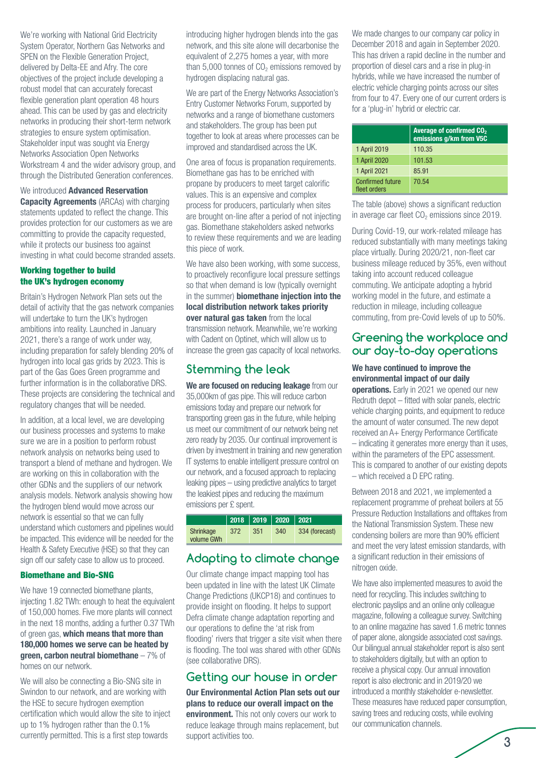We're working with National Grid Electricity System Operator, Northern Gas Networks and SPEN on the Flexible Generation Project, delivered by Delta-EE and Afry. The core objectives of the project include developing a robust model that can accurately forecast flexible generation plant operation 48 hours ahead. This can be used by gas and electricity networks in producing their short-term network strategies to ensure system optimisation. Stakeholder input was sought via Energy Networks Association Open Networks Workstream 4 and the wider advisory group, and through the Distributed Generation conferences.

We introduced **Advanced Reservation Capacity Agreements** (ARCAs) with charging statements updated to reflect the change. This provides protection for our customers as we are committing to provide the capacity requested, while it protects our business too against investing in what could become stranded assets.

### Working together to build the UK's hydrogen economy

Britain's Hydrogen Network Plan sets out the detail of activity that the gas network companies will undertake to turn the UK's hydrogen ambitions into reality. Launched in January 2021, there's a range of work under way, including preparation for safely blending 20% of hydrogen into local gas grids by 2023. This is part of the Gas Goes Green programme and further information is in the collaborative DRS. These projects are considering the technical and regulatory changes that will be needed.

In addition, at a local level, we are developing our business processes and systems to make sure we are in a position to perform robust network analysis on networks being used to transport a blend of methane and hydrogen. We are working on this in collaboration with the other GDNs and the suppliers of our network analysis models. Network analysis showing how the hydrogen blend would move across our network is essential so that we can fully understand which customers and pipelines would be impacted. This evidence will be needed for the Health & Safety Executive (HSE) so that they can sign off our safety case to allow us to proceed.

### Biomethane and Bio-SNG

We have 19 connected biomethane plants, injecting 1.82 TWh: enough to heat the equivalent of 150,000 homes. Five more plants will connect in the next 18 months, adding a further 0.37 TWh of green gas, **which means that more than 180,000 homes we serve can be heated by green, carbon neutral biomethane** – 7% of homes on our network.

We will also be connecting a Bio-SNG site in Swindon to our network, and are working with the HSE to secure hydrogen exemption certification which would allow the site to inject up to 1% hydrogen rather than the 0.1% currently permitted. This is a first step towards introducing higher hydrogen blends into the gas network, and this site alone will decarbonise the equivalent of 2,275 homes a year, with more than 5,000 tonnes of $CO_2$ emissions removed by hydrogen displacing natural gas.

We are part of the Energy Networks Association's Entry Customer Networks Forum, supported by networks and a range of biomethane customers and stakeholders. The group has been put together to look at areas where processes can be improved and standardised across the UK.

One area of focus is propanation requirements. Biomethane gas has to be enriched with propane by producers to meet target calorific values. This is an expensive and complex process for producers, particularly when sites are brought on-line after a period of not injecting gas. Biomethane stakeholders asked networks to review these requirements and we are leading this piece of work.

We have also been working, with some success, to proactively reconfigure local pressure settings so that when demand is low (typically overnight in the summer) **biomethane injection into the local distribution network takes priority over natural gas taken** from the local transmission network. Meanwhile, we're working with Cadent on Optinet, which will allow us to increase the green gas capacity of local networks.

## Stemming the leak

**We are focused on reducing leakage** from our 35,000km of gas pipe. This will reduce carbon emissions today and prepare our network for transporting green gas in the future, while helping us meet our commitment of our network being net zero ready by 2035. Our continual improvement is driven by investment in training and new generation IT systems to enable intelligent pressure control on our network, and a focused approach to replacing leaking pipes – using predictive analytics to target the leakiest pipes and reducing the maximum emissions per £ spent.

| | 2018 | 2019 | 2020 | 2021 |
|---|---|---|---|---|
| Shrinkage volume GWh | 372 | 351 | 340 | 334 (forecast) |

## Adapting to climate change

Our climate change impact mapping tool has been updated in line with the latest UK Climate Change Predictions (UKCP18) and continues to provide insight on flooding. It helps to support Defra climate change adaptation reporting and our operations to define the 'at risk from flooding' rivers that trigger a site visit when there is flooding. The tool was shared with other GDNs (see collaborative DRS).

## Getting our house in order

**Our Environmental Action Plan sets out our plans to reduce our overall impact on the environment.** This not only covers our work to reduce leakage through mains replacement, but support activities too.

We made changes to our company car policy in December 2018 and again in September 2020. This has driven a rapid decline in the number and proportion of diesel cars and a rise in plug-in hybrids, while we have increased the number of electric vehicle charging points across our sites from four to 47. Every one of our current orders is for a 'plug-in' hybrid or electric car.

| | Average of confirmed $CO_2$ emissions g/km from V5C |
|---|---|
| 1 April 2019 | 110.35 |
| 1 April 2020 | 101.53 |
| 1 April 2021 | 85.91 |
| Confirmed future fleet orders | 70.54 |

The table (above) shows a significant reduction in average car fleet $CO_2$ emissions since 2019.

During Covid-19, our work-related mileage has reduced substantially with many meetings taking place virtually. During 2020/21, non-fleet car business mileage reduced by 35%, even without taking into account reduced colleague commuting. We anticipate adopting a hybrid working model in the future, and estimate a reduction in mileage, including colleague commuting, from pre-Covid levels of up to 50%.

## Greening the workplace and our day-to-day operations

**We have continued to improve the environmental impact of our daily operations.** Early in 2021 we opened our new Redruth depot – fitted with solar panels, electric vehicle charging points, and equipment to reduce the amount of water consumed. The new depot received an A+ Energy Performance Certificate – indicating it generates more energy than it uses, within the parameters of the EPC assessment. This is compared to another of our existing depots – which received a D EPC rating.

Between 2018 and 2021, we implemented a replacement programme of preheat boilers at 55 Pressure Reduction Installations and offtakes from the National Transmission System. These new condensing boilers are more than 90% efficient and meet the very latest emission standards, with a significant reduction in their emissions of nitrogen oxide.

We have also implemented measures to avoid the need for recycling. This includes switching to electronic payslips and an online only colleague magazine, following a colleague survey. Switching to an online magazine has saved 1.6 metric tonnes of paper alone, alongside associated cost savings. Our bilingual annual stakeholder report is also sent to stakeholders digitally, but with an option to receive a physical copy. Our annual innovation report is also electronic and in 2019/20 we introduced a monthly stakeholder e-newsletter. These measures have reduced paper consumption, saving trees and reducing costs, while evolving our communication channels.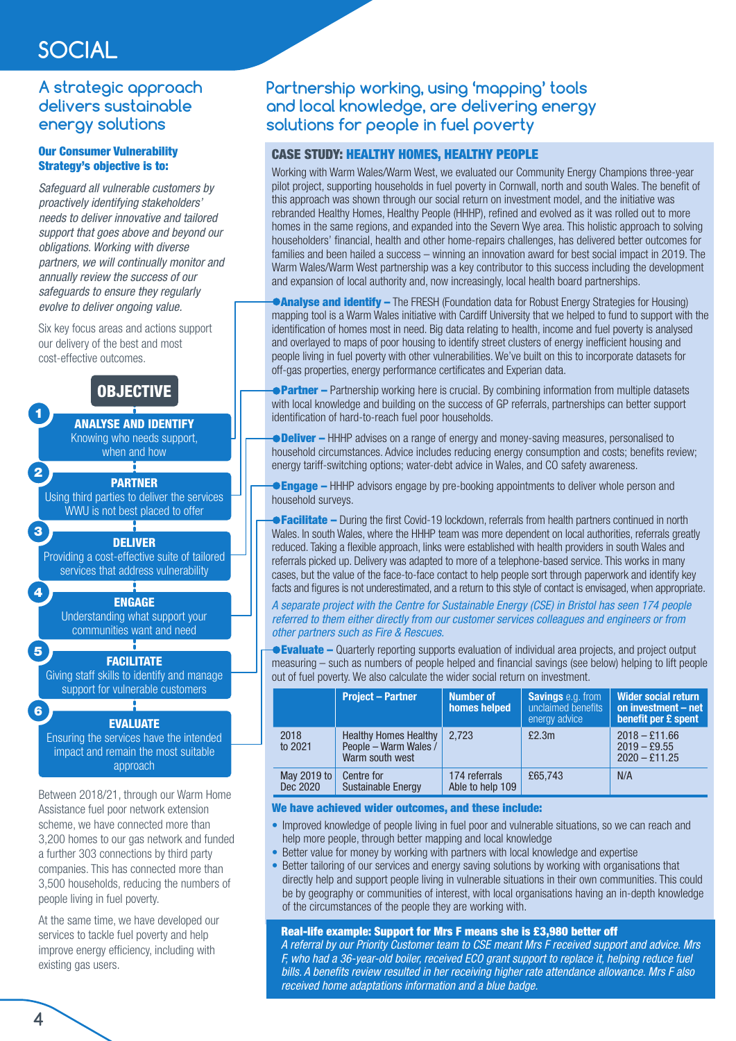# SOCIAL

## A strategic approach delivers sustainable energy solutions

**Our Consumer Vulnerability Strategy's objective is to:**

*Safeguard all vulnerable customers by proactively identifying stakeholders' needs to deliver innovative and tailored support that goes above and beyond our obligations. Working with diverse partners, we will continually monitor and annually review the success of our safeguards to ensure they regularly evolve to deliver ongoing value.*

Six key focus areas and actions support our delivery of the best and most cost-effective outcomes.

**OBJECTIVE**

1. **ANALYSE AND IDENTIFY** – Knowing who needs support, when and how
2. **PARTNER** – Using third parties to deliver the services WWU is not best placed to offer
3. **DELIVER** – Providing a cost-effective suite of tailored services that address vulnerability
4. **ENGAGE** – Understanding what support your communities want and need
5. **FACILITATE** – Giving staff skills to identify and manage support for vulnerable customers
6. **EVALUATE** – Ensuring the services have the intended impact and remain the most suitable approach

Between 2018/21, through our Warm Home Assistance fuel poor network extension scheme, we have connected more than 3,200 homes to our gas network and funded a further 303 connections by third party companies. This has connected more than 3,500 households, reducing the numbers of people living in fuel poverty.

At the same time, we have developed our services to tackle fuel poverty and help improve energy efficiency, including with existing gas users.

## Partnership working, using 'mapping' tools and local knowledge, are delivering energy solutions for people in fuel poverty

### CASE STUDY: HEALTHY HOMES, HEALTHY PEOPLE

Working with Warm Wales/Warm West, we evaluated our Community Energy Champions three-year pilot project, supporting households in fuel poverty in Cornwall, north and south Wales. The benefit of this approach was shown through our social return on investment model, and the initiative was rebranded Healthy Homes, Healthy People (HHHP), refined and evolved as it was rolled out to more homes in the same regions, and expanded into the Severn Wye area. This holistic approach to solving householders' financial, health and other home-repairs challenges, has delivered better outcomes for families and been hailed a success – winning an innovation award for best social impact in 2019. The Warm Wales/Warm West partnership was a key contributor to this success including the development and expansion of local authority and, now increasingly, local health board partnerships.

- **Analyse and identify –** The FRESH (Foundation data for Robust Energy Strategies for Housing) mapping tool is a Warm Wales initiative with Cardiff University that we helped to fund to support with the identification of homes most in need. Big data relating to health, income and fuel poverty is analysed and overlayed to maps of poor housing to identify street clusters of energy inefficient housing and people living in fuel poverty with other vulnerabilities. We've built on this to incorporate datasets for off-gas properties, energy performance certificates and Experian data.
- **Partner –** Partnership working here is crucial. By combining information from multiple datasets with local knowledge and building on the success of GP referrals, partnerships can better support identification of hard-to-reach fuel poor households.
- **Deliver –** HHHP advises on a range of energy and money-saving measures, personalised to household circumstances. Advice includes reducing energy consumption and costs; benefits review; energy tariff-switching options; water-debt advice in Wales, and CO safety awareness.
- **Engage –** HHHP advisors engage by pre-booking appointments to deliver whole person and household surveys.
- **Facilitate –** During the first Covid-19 lockdown, referrals from health partners continued in north Wales. In south Wales, where the HHHP team was more dependent on local authorities, referrals greatly reduced. Taking a flexible approach, links were established with health providers in south Wales and referrals picked up. Delivery was adapted to more of a telephone-based service. This works in many cases, but the value of the face-to-face contact to help people sort through paperwork and identify key facts and figures is not underestimated, and a return to this style of contact is envisaged, when appropriate.

  *A separate project with the Centre for Sustainable Energy (CSE) in Bristol has seen 174 people referred to them either directly from our customer services colleagues and engineers or from other partners such as Fire & Rescues.*
- **Evaluate –** Quarterly reporting supports evaluation of individual area projects, and project output measuring – such as numbers of people helped and financial savings (see below) helping to lift people out of fuel poverty. We also calculate the wider social return on investment.

| | Project – Partner | Number of homes helped | Savings e.g. from unclaimed benefits energy advice | Wider social return on investment – net benefit per £ spent |
|---|---|---|---|---|
| 2018 to 2021 | Healthy Homes Healthy People – Warm Wales / Warm south west | 2,723 | £2.3m | 2018 – £11.66<br>2019 – £9.55<br>2020 – £11.25 |
| May 2019 to Dec 2020 | Centre for Sustainable Energy | 174 referrals Able to help 109 | £65,743 | N/A |

**We have achieved wider outcomes, and these include:**

- Improved knowledge of people living in fuel poor and vulnerable situations, so we can reach and help more people, through better mapping and local knowledge
- Better value for money by working with partners with local knowledge and expertise
- Better tailoring of our services and energy saving solutions by working with organisations that directly help and support people living in vulnerable situations in their own communities. This could be by geography or communities of interest, with local organisations having an in-depth knowledge of the circumstances of the people they are working with.

**Real-life example: Support for Mrs F means she is £3,980 better off**

*A referral by our Priority Customer team to CSE meant Mrs F received support and advice. Mrs F, who had a 36-year-old boiler, received ECO grant support to replace it, helping reduce fuel bills. A benefits review resulted in her receiving higher rate attendance allowance. Mrs F also received home adaptations information and a blue badge.*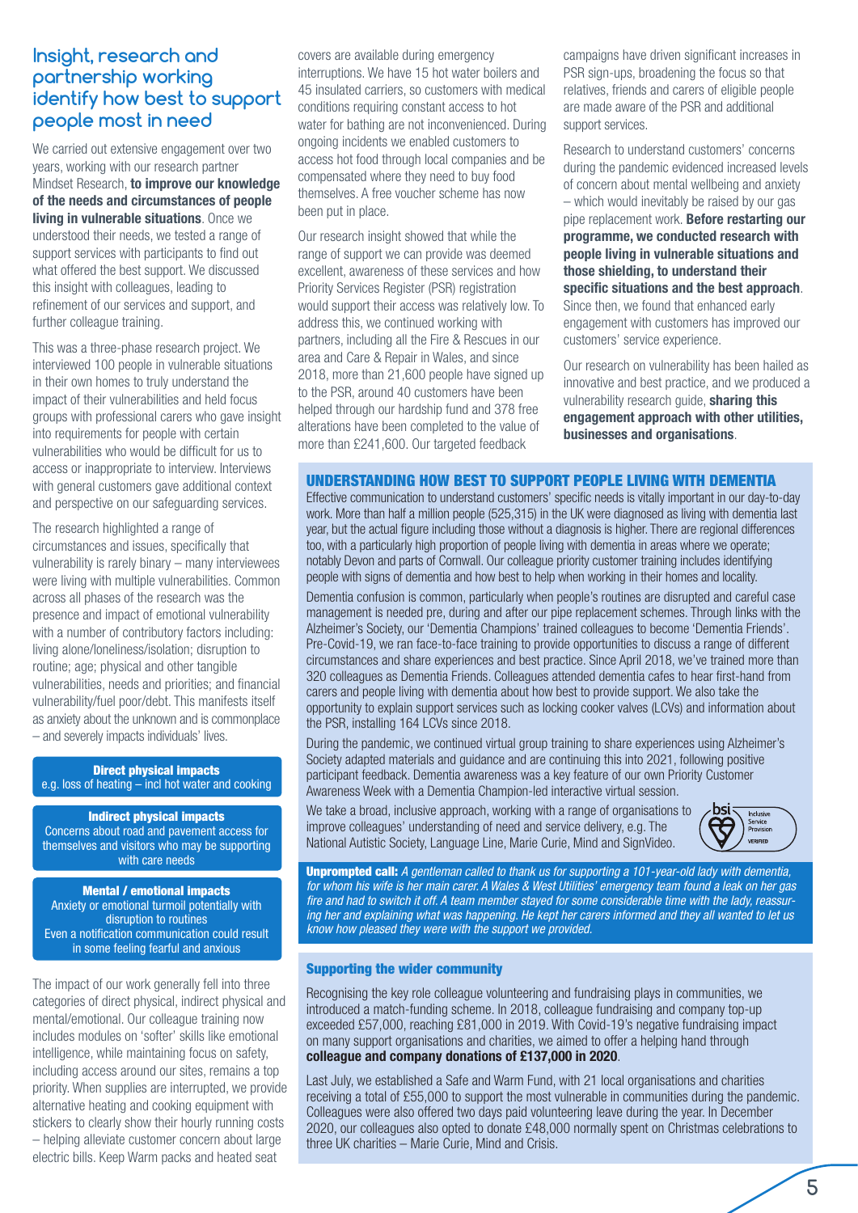## Insight, research and partnership working identify how best to support people most in need

We carried out extensive engagement over two years, working with our research partner Mindset Research, **to improve our knowledge of the needs and circumstances of people living in vulnerable situations**. Once we understood their needs, we tested a range of support services with participants to find out what offered the best support. We discussed this insight with colleagues, leading to refinement of our services and support, and further colleague training.

This was a three-phase research project. We interviewed 100 people in vulnerable situations in their own homes to truly understand the impact of their vulnerabilities and held focus groups with professional carers who gave insight into requirements for people with certain vulnerabilities who would be difficult for us to access or inappropriate to interview. Interviews with general customers gave additional context and perspective on our safeguarding services.

The research highlighted a range of circumstances and issues, specifically that vulnerability is rarely binary – many interviewees were living with multiple vulnerabilities. Common across all phases of the research was the presence and impact of emotional vulnerability with a number of contributory factors including: living alone/loneliness/isolation; disruption to routine; age; physical and other tangible vulnerabilities, needs and priorities; and financial vulnerability/fuel poor/debt. This manifests itself as anxiety about the unknown and is commonplace – and severely impacts individuals' lives.

**Direct physical impacts**
e.g. loss of heating – incl hot water and cooking

**Indirect physical impacts**
Concerns about road and pavement access for themselves and visitors who may be supporting with care needs

**Mental / emotional impacts**
Anxiety or emotional turmoil potentially with disruption to routines
Even a notification communication could result in some feeling fearful and anxious

The impact of our work generally fell into three categories of direct physical, indirect physical and mental/emotional. Our colleague training now includes modules on 'softer' skills like emotional intelligence, while maintaining focus on safety, including access around our sites, remains a top priority. When supplies are interrupted, we provide alternative heating and cooking equipment with stickers to clearly show their hourly running costs – helping alleviate customer concern about large electric bills. Keep Warm packs and heated seat covers are available during emergency interruptions. We have 15 hot water boilers and 45 insulated carriers, so customers with medical conditions requiring constant access to hot water for bathing are not inconvenienced. During ongoing incidents we enabled customers to access hot food through local companies and be compensated where they need to buy food themselves. A free voucher scheme has now been put in place.

Our research insight showed that while the range of support we can provide was deemed excellent, awareness of these services and how Priority Services Register (PSR) registration would support their access was relatively low. To address this, we continued working with partners, including all the Fire & Rescues in our area and Care & Repair in Wales, and since 2018, more than 21,600 people have signed up to the PSR, around 40 customers have been helped through our hardship fund and 378 free alterations have been completed to the value of more than £241,600. Our targeted feedback campaigns have driven significant increases in PSR sign-ups, broadening the focus so that relatives, friends and carers of eligible people are made aware of the PSR and additional support services.

Research to understand customers' concerns during the pandemic evidenced increased levels of concern about mental wellbeing and anxiety – which would inevitably be raised by our gas pipe replacement work. **Before restarting our programme, we conducted research with people living in vulnerable situations and those shielding, to understand their specific situations and the best approach**. Since then, we found that enhanced early engagement with customers has improved our customers' service experience.

Our research on vulnerability has been hailed as innovative and best practice, and we produced a vulnerability research guide, **sharing this engagement approach with other utilities, businesses and organisations**.

### UNDERSTANDING HOW BEST TO SUPPORT PEOPLE LIVING WITH DEMENTIA

Effective communication to understand customers' specific needs is vitally important in our day-to-day work. More than half a million people (525,315) in the UK were diagnosed as living with dementia last year, but the actual figure including those without a diagnosis is higher. There are regional differences too, with a particularly high proportion of people living with dementia in areas where we operate; notably Devon and parts of Cornwall. Our colleague priority customer training includes identifying people with signs of dementia and how best to help when working in their homes and locality.

Dementia confusion is common, particularly when people's routines are disrupted and careful case management is needed pre, during and after our pipe replacement schemes. Through links with the Alzheimer's Society, our 'Dementia Champions' trained colleagues to become 'Dementia Friends'. Pre-Covid-19, we ran face-to-face training to provide opportunities to discuss a range of different circumstances and share experiences and best practice. Since April 2018, we've trained more than 320 colleagues as Dementia Friends. Colleagues attended dementia cafes to hear first-hand from carers and people living with dementia about how best to provide support. We also take the opportunity to explain support services such as locking cooker valves (LCVs) and information about the PSR, installing 164 LCVs since 2018.

During the pandemic, we continued virtual group training to share experiences using Alzheimer's Society adapted materials and guidance and are continuing this into 2021, following positive participant feedback. Dementia awareness was a key feature of our own Priority Customer Awareness Week with a Dementia Champion-led interactive virtual session.

We take a broad, inclusive approach, working with a range of organisations to improve colleagues' understanding of need and service delivery, e.g. The National Autistic Society, Language Line, Marie Curie, Mind and SignVideo.

bsi Inclusive Service Provision VERIFIED

**Unprompted call:** *A gentleman called to thank us for supporting a 101-year-old lady with dementia, for whom his wife is her main carer. A Wales & West Utilities' emergency team found a leak on her gas fire and had to switch it off. A team member stayed for some considerable time with the lady, reassuring her and explaining what was happening. He kept her carers informed and they all wanted to let us know how pleased they were with the support we provided.*

### Supporting the wider community

Recognising the key role colleague volunteering and fundraising plays in communities, we introduced a match-funding scheme. In 2018, colleague fundraising and company top-up exceeded £57,000, reaching £81,000 in 2019. With Covid-19's negative fundraising impact on many support organisations and charities, we aimed to offer a helping hand through **colleague and company donations of £137,000 in 2020**.

Last July, we established a Safe and Warm Fund, with 21 local organisations and charities receiving a total of £55,000 to support the most vulnerable in communities during the pandemic. Colleagues were also offered two days paid volunteering leave during the year. In December 2020, our colleagues also opted to donate £48,000 normally spent on Christmas celebrations to three UK charities – Marie Curie, Mind and Crisis.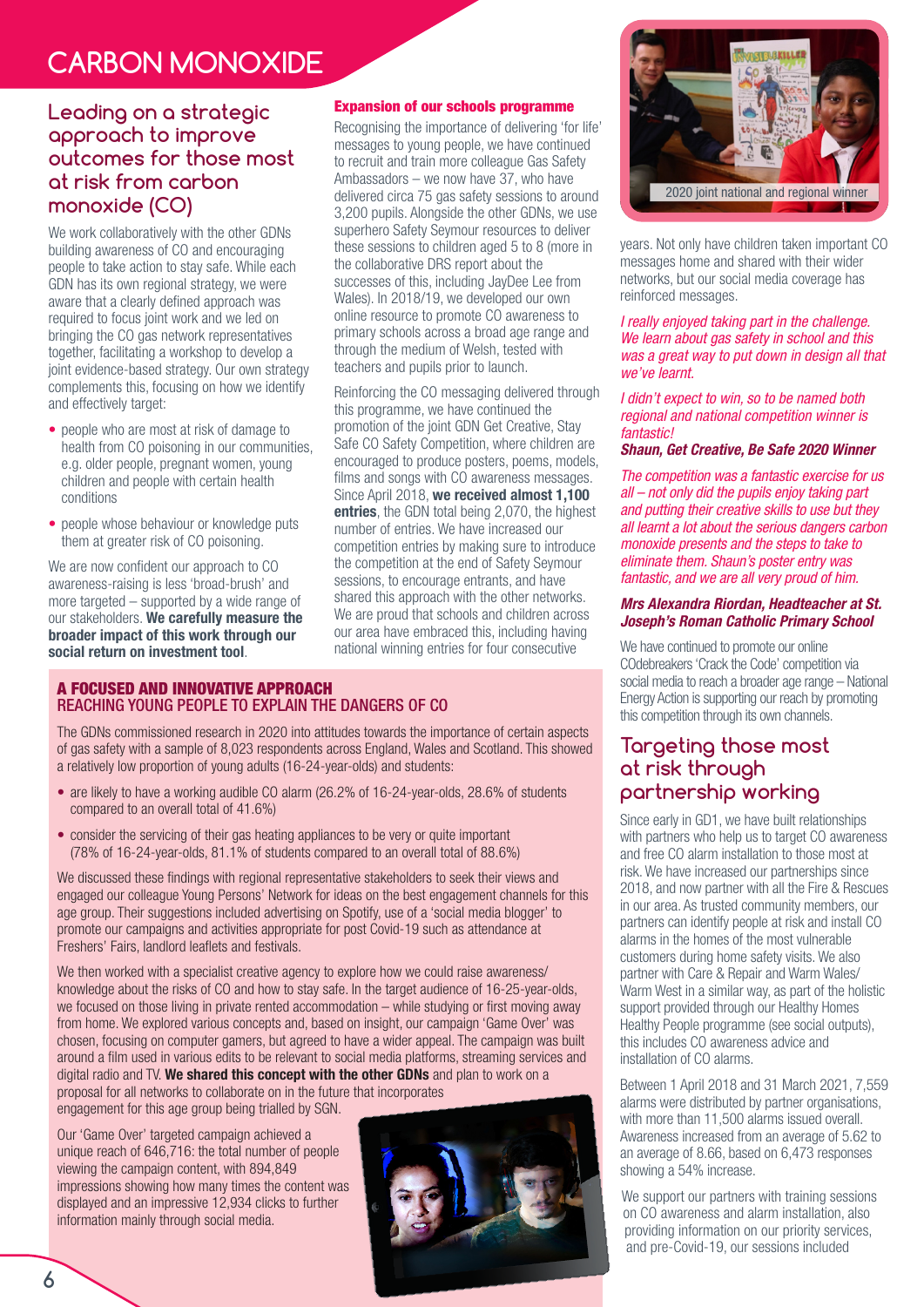# CARBON MONOXIDE

## Leading on a strategic approach to improve outcomes for those most at risk from carbon monoxide (CO)

We work collaboratively with the other GDNs building awareness of CO and encouraging people to take action to stay safe. While each GDN has its own regional strategy, we were aware that a clearly defined approach was required to focus joint work and we led on bringing the CO gas network representatives together, facilitating a workshop to develop a joint evidence-based strategy. Our own strategy complements this, focusing on how we identify and effectively target:

- people who are most at risk of damage to health from CO poisoning in our communities, e.g. older people, pregnant women, young children and people with certain health conditions
- people whose behaviour or knowledge puts them at greater risk of CO poisoning.

We are now confident our approach to CO awareness-raising is less 'broad-brush' and more targeted – supported by a wide range of our stakeholders. **We carefully measure the broader impact of this work through our social return on investment tool**.

### Expansion of our schools programme

Recognising the importance of delivering 'for life' messages to young people, we have continued to recruit and train more colleague Gas Safety Ambassadors – we now have 37, who have delivered circa 75 gas safety sessions to around 3,200 pupils. Alongside the other GDNs, we use superhero Safety Seymour resources to deliver these sessions to children aged 5 to 8 (more in the collaborative DRS report about the successes of this, including JayDee Lee from Wales). In 2018/19, we developed our own online resource to promote CO awareness to primary schools across a broad age range and through the medium of Welsh, tested with teachers and pupils prior to launch.

Reinforcing the CO messaging delivered through this programme, we have continued the promotion of the joint GDN Get Creative, Stay Safe CO Safety Competition, where children are encouraged to produce posters, poems, models, films and songs with CO awareness messages. Since April 2018, **we received almost 1,100 entries**, the GDN total being 2,070, the highest number of entries. We have increased our competition entries by making sure to introduce the competition at the end of Safety Seymour sessions, to encourage entrants, and have shared this approach with the other networks. We are proud that schools and children across our area have embraced this, including having national winning entries for four consecutive years. Not only have children taken important CO messages home and shared with their wider networks, but our social media coverage has reinforced messages.

2020 joint national and regional winner

*I really enjoyed taking part in the challenge. We learn about gas safety in school and this was a great way to put down in design all that we've learnt.*

*I didn't expect to win, so to be named both regional and national competition winner is fantastic!*

***Shaun, Get Creative, Be Safe 2020 Winner***

*The competition was a fantastic exercise for us all – not only did the pupils enjoy taking part and putting their creative skills to use but they all learnt a lot about the serious dangers carbon monoxide presents and the steps to take to eliminate them. Shaun's poster entry was fantastic, and we are all very proud of him.*

***Mrs Alexandra Riordan, Headteacher at St. Joseph's Roman Catholic Primary School***

We have continued to promote our online COdebreakers 'Crack the Code' competition via social media to reach a broader age range – National Energy Action is supporting our reach by promoting this competition through its own channels.

### A FOCUSED AND INNOVATIVE APPROACH
### REACHING YOUNG PEOPLE TO EXPLAIN THE DANGERS OF CO

The GDNs commissioned research in 2020 into attitudes towards the importance of certain aspects of gas safety with a sample of 8,023 respondents across England, Wales and Scotland. This showed a relatively low proportion of young adults (16-24-year-olds) and students:

- are likely to have a working audible CO alarm (26.2% of 16-24-year-olds, 28.6% of students compared to an overall total of 41.6%)
- consider the servicing of their gas heating appliances to be very or quite important (78% of 16-24-year-olds, 81.1% of students compared to an overall total of 88.6%)

We discussed these findings with regional representative stakeholders to seek their views and engaged our colleague Young Persons' Network for ideas on the best engagement channels for this age group. Their suggestions included advertising on Spotify, use of a 'social media blogger' to promote our campaigns and activities appropriate for post Covid-19 such as attendance at Freshers' Fairs, landlord leaflets and festivals.

We then worked with a specialist creative agency to explore how we could raise awareness/knowledge about the risks of CO and how to stay safe. In the target audience of 16-25-year-olds, we focused on those living in private rented accommodation – while studying or first moving away from home. We explored various concepts and, based on insight, our campaign 'Game Over' was chosen, focusing on computer gamers, but agreed to have a wider appeal. The campaign was built around a film used in various edits to be relevant to social media platforms, streaming services and digital radio and TV. **We shared this concept with the other GDNs** and plan to work on a proposal for all networks to collaborate on in the future that incorporates engagement for this age group being trialled by SGN.

Our 'Game Over' targeted campaign achieved a unique reach of 646,716: the total number of people viewing the campaign content, with 894,849 impressions showing how many times the content was displayed and an impressive 12,934 clicks to further information mainly through social media.

## Targeting those most at risk through partnership working

Since early in GD1, we have built relationships with partners who help us to target CO awareness and free CO alarm installation to those most at risk. We have increased our partnerships since 2018, and now partner with all the Fire & Rescues in our area. As trusted community members, our partners can identify people at risk and install CO alarms in the homes of the most vulnerable customers during home safety visits. We also partner with Care & Repair and Warm Wales/Warm West in a similar way, as part of the holistic support provided through our Healthy Homes Healthy People programme (see social outputs), this includes CO awareness advice and installation of CO alarms.

Between 1 April 2018 and 31 March 2021, 7,559 alarms were distributed by partner organisations, with more than 11,500 alarms issued overall. Awareness increased from an average of 5.62 to an average of 8.66, based on 6,473 responses showing a 54% increase.

We support our partners with training sessions on CO awareness and alarm installation, also providing information on our priority services, and pre-Covid-19, our sessions included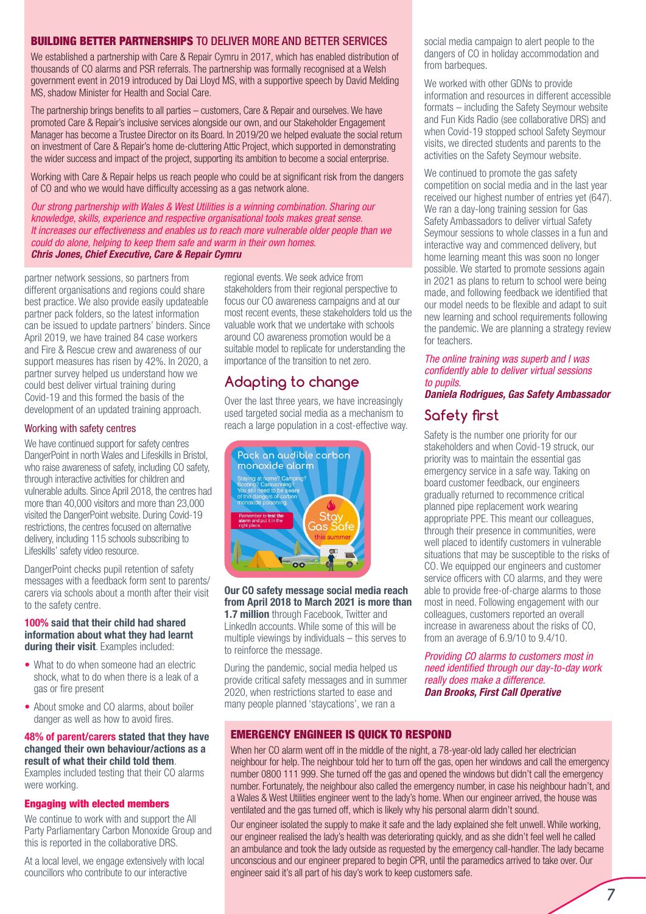## BUILDING BETTER PARTNERSHIPS TO DELIVER MORE AND BETTER SERVICES

We established a partnership with Care & Repair Cymru in 2017, which has enabled distribution of thousands of CO alarms and PSR referrals. The partnership was formally recognised at a Welsh government event in 2019 introduced by Dai Lloyd MS, with a supportive speech by David Melding MS, shadow Minister for Health and Social Care.

The partnership brings benefits to all parties – customers, Care & Repair and ourselves. We have promoted Care & Repair's inclusive services alongside our own, and our Stakeholder Engagement Manager has become a Trustee Director on its Board. In 2019/20 we helped evaluate the social return on investment of Care & Repair's home de-cluttering Attic Project, which supported in demonstrating the wider success and impact of the project, supporting its ambition to become a social enterprise.

Working with Care & Repair helps us reach people who could be at significant risk from the dangers of CO and who we would have difficulty accessing as a gas network alone.

*Our strong partnership with Wales & West Utilities is a winning combination. Sharing our knowledge, skills, experience and respective organisational tools makes great sense. It increases our effectiveness and enables us to reach more vulnerable older people than we could do alone, helping to keep them safe and warm in their own homes.*
***Chris Jones, Chief Executive, Care & Repair Cymru***

partner network sessions, so partners from different organisations and regions could share best practice. We also provide easily updateable partner pack folders, so the latest information can be issued to update partners' binders. Since April 2019, we have trained 84 case workers and Fire & Rescue crew and awareness of our support measures has risen by 42%. In 2020, a partner survey helped us understand how we could best deliver virtual training during Covid-19 and this formed the basis of the development of an updated training approach.

### Working with safety centres

We have continued support for safety centres DangerPoint in north Wales and Lifeskills in Bristol, who raise awareness of safety, including CO safety, through interactive activities for children and vulnerable adults. Since April 2018, the centres had more than 40,000 visitors and more than 23,000 visited the DangerPoint website. During Covid-19 restrictions, the centres focused on alternative delivery, including 115 schools subscribing to Lifeskills' safety video resource.

DangerPoint checks pupil retention of safety messages with a feedback form sent to parents/carers via schools about a month after their visit to the safety centre.

**100% said that their child had shared information about what they had learnt during their visit**. Examples included:

- What to do when someone had an electric shock, what to do when there is a leak of a gas or fire present
- About smoke and CO alarms, about boiler danger as well as how to avoid fires.

**48% of parent/carers stated that they have changed their own behaviour/actions as a result of what their child told them**. Examples included testing that their CO alarms were working.

### Engaging with elected members

We continue to work with and support the All Party Parliamentary Carbon Monoxide Group and this is reported in the collaborative DRS.

At a local level, we engage extensively with local councillors who contribute to our interactive regional events. We seek advice from stakeholders from their regional perspective to focus our CO awareness campaigns and at our most recent events, these stakeholders told us the valuable work that we undertake with schools around CO awareness promotion would be a suitable model to replicate for understanding the importance of the transition to net zero.

## Adapting to change

Over the last three years, we have increasingly used targeted social media as a mechanism to reach a large population in a cost-effective way.

Pack an audible carbon monoxide alarm

Staying at home? Camping? Boating? Caravanning? You still need to be aware of the dangers of carbon monoxide poisoning.

Remember to test the alarm and put it in the right place.

Stay Gas Safe this summer

**Our CO safety message social media reach from April 2018 to March 2021 is more than 1.7 million** through Facebook, Twitter and LinkedIn accounts. While some of this will be multiple viewings by individuals – this serves to to reinforce the message.

During the pandemic, social media helped us provide critical safety messages and in summer 2020, when restrictions started to ease and many people planned 'staycations', we ran a social media campaign to alert people to the dangers of CO in holiday accommodation and from barbeques.

We worked with other GDNs to provide information and resources in different accessible formats – including the Safety Seymour website and Fun Kids Radio (see collaborative DRS) and when Covid-19 stopped school Safety Seymour visits, we directed students and parents to the activities on the Safety Seymour website.

We continued to promote the gas safety competition on social media and in the last year received our highest number of entries yet (647). We ran a day-long training session for Gas Safety Ambassadors to deliver virtual Safety Seymour sessions to whole classes in a fun and interactive way and commenced delivery, but home learning meant this was soon no longer possible. We started to promote sessions again in 2021 as plans to return to school were being made, and following feedback we identified that our model needs to be flexible and adapt to suit new learning and school requirements following the pandemic. We are planning a strategy review for teachers.

*The online training was superb and I was confidently able to deliver virtual sessions to pupils.*
***Daniela Rodrigues, Gas Safety Ambassador***

## Safety first

Safety is the number one priority for our stakeholders and when Covid-19 struck, our priority was to maintain the essential gas emergency service in a safe way. Taking on board customer feedback, our engineers gradually returned to recommence critical planned pipe replacement work wearing appropriate PPE. This meant our colleagues, through their presence in communities, were well placed to identify customers in vulnerable situations that may be susceptible to the risks of CO. We equipped our engineers and customer service officers with CO alarms, and they were able to provide free-of-charge alarms to those most in need. Following engagement with our colleagues, customers reported an overall increase in awareness about the risks of CO, from an average of 6.9/10 to 9.4/10.

*Providing CO alarms to customers most in need identified through our day-to-day work really does make a difference.*
***Dan Brooks, First Call Operative***

## EMERGENCY ENGINEER IS QUICK TO RESPOND

When her CO alarm went off in the middle of the night, a 78-year-old lady called her electrician neighbour for help. The neighbour told her to turn off the gas, open her windows and call the emergency number 0800 111 999. She turned off the gas and opened the windows but didn't call the emergency number. Fortunately, the neighbour also called the emergency number, in case his neighbour hadn't, and a Wales & West Utilities engineer went to the lady's home. When our engineer arrived, the house was ventilated and the gas turned off, which is likely why his personal alarm didn't sound.

Our engineer isolated the supply to make it safe and the lady explained she felt unwell. While working, our engineer realised the lady's health was deteriorating quickly, and as she didn't feel well he called an ambulance and took the lady outside as requested by the emergency call-handler. The lady became unconscious and our engineer prepared to begin CPR, until the paramedics arrived to take over. Our engineer said it's all part of his day's work to keep customers safe.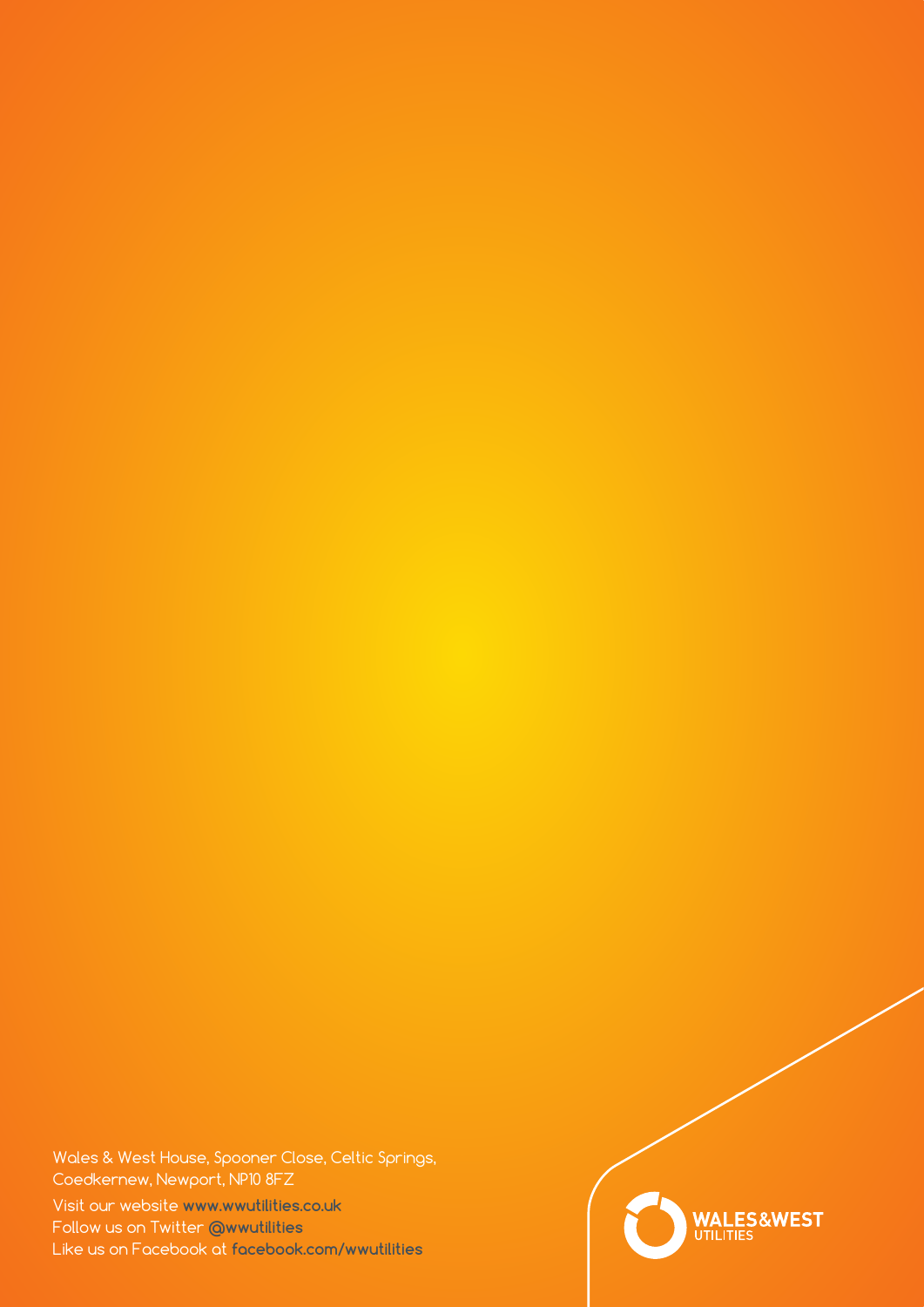Wales & West House, Spooner Close, Celtic Springs,
Coedkernew, Newport, NP10 8FZ

Visit our website **www.wwutilities.co.uk**
Follow us on Twitter **@wwutilities**
Like us on Facebook at **facebook.com/wwutilities**

WALES&WEST
UTILITIES